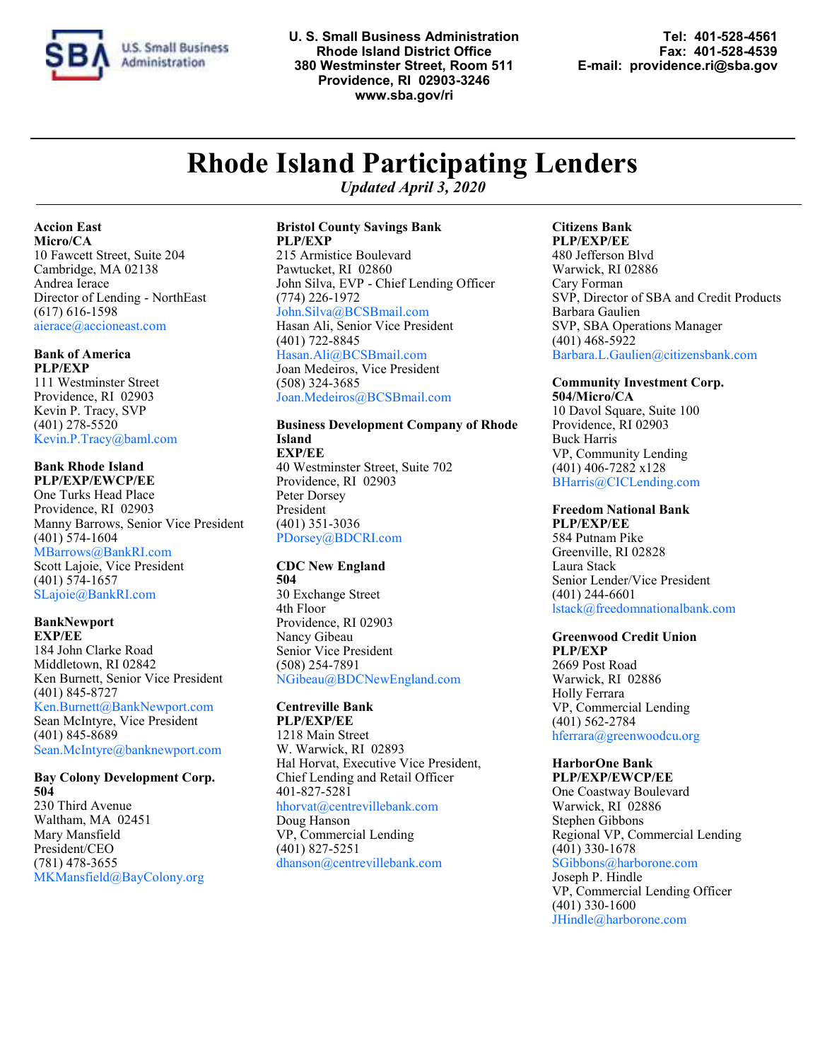U. S. Small Business Administration
Rhode Island District Office
380 Westminster Street, Room 511
Providence, RI 02903-3246
www.sba.gov/ri

Tel: 401-528-4561
Fax: 401-528-4539
E-mail: providence.ri@sba.gov

# Rhode Island Participating Lenders

*Updated April 3, 2020*

**Accion East**
**Micro/CA**
10 Fawcett Street, Suite 204
Cambridge, MA 02138
Andrea Ierace
Director of Lending - NorthEast
(617) 616-1598
aierace@accioneast.com

**Bank of America**
**PLP/EXP**
111 Westminster Street
Providence, RI 02903
Kevin P. Tracy, SVP
(401) 278-5520
Kevin.P.Tracy@baml.com

**Bank Rhode Island**
**PLP/EXP/EWCP/EE**
One Turks Head Place
Providence, RI 02903
Manny Barrows, Senior Vice President
(401) 574-1604
MBarrows@BankRI.com
Scott Lajoie, Vice President
(401) 574-1657
SLajoie@BankRI.com

**BankNewport**
**EXP/EE**
184 John Clarke Road
Middletown, RI 02842
Ken Burnett, Senior Vice President
(401) 845-8727
Ken.Burnett@BankNewport.com
Sean McIntyre, Vice President
(401) 845-8689
Sean.McIntyre@banknewport.com

**Bay Colony Development Corp.**
**504**
230 Third Avenue
Waltham, MA 02451
Mary Mansfield
President/CEO
(781) 478-3655
MKMansfield@BayColony.org

**Bristol County Savings Bank**
**PLP/EXP**
215 Armistice Boulevard
Pawtucket, RI 02860
John Silva, EVP - Chief Lending Officer
(774) 226-1972
John.Silva@BCSBmail.com
Hasan Ali, Senior Vice President
(401) 722-8845
Hasan.Ali@BCSBmail.com
Joan Medeiros, Vice President
(508) 324-3685
Joan.Medeiros@BCSBmail.com

**Business Development Company of Rhode Island**
**EXP/EE**
40 Westminster Street, Suite 702
Providence, RI 02903
Peter Dorsey
President
(401) 351-3036
PDorsey@BDCRI.com

**CDC New England**
**504**
30 Exchange Street
4th Floor
Providence, RI 02903
Nancy Gibeau
Senior Vice President
(508) 254-7891
NGibeau@BDCNewEngland.com

**Centreville Bank**
**PLP/EXP/EE**
1218 Main Street
W. Warwick, RI 02893
Hal Horvat, Executive Vice President,
Chief Lending and Retail Officer
401-827-5281
hhorvat@centrevillebank.com
Doug Hanson
VP, Commercial Lending
(401) 827-5251
dhanson@centrevillebank.com

**Citizens Bank**
**PLP/EXP/EE**
480 Jefferson Blvd
Warwick, RI 02886
Cary Forman
SVP, Director of SBA and Credit Products
Barbara Gaulien
SVP, SBA Operations Manager
(401) 468-5922
Barbara.L.Gaulien@citizensbank.com

**Community Investment Corp.**
**504/Micro/CA**
10 Davol Square, Suite 100
Providence, RI 02903
Buck Harris
VP, Community Lending
(401) 406-7282 x128
BHarris@CICLending.com

**Freedom National Bank**
**PLP/EXP/EE**
584 Putnam Pike
Greenville, RI 02828
Laura Stack
Senior Lender/Vice President
(401) 244-6601
lstack@freedomnationalbank.com

**Greenwood Credit Union**
**PLP/EXP**
2669 Post Road
Warwick, RI 02886
Holly Ferrara
VP, Commercial Lending
(401) 562-2784
hferrara@greenwoodcu.org

**HarborOne Bank**
**PLP/EXP/EWCP/EE**
One Coastway Boulevard
Warwick, RI 02886
Stephen Gibbons
Regional VP, Commercial Lending
(401) 330-1678
SGibbons@harborone.com
Joseph P. Hindle
VP, Commercial Lending Officer
(401) 330-1600
JHindle@harborone.com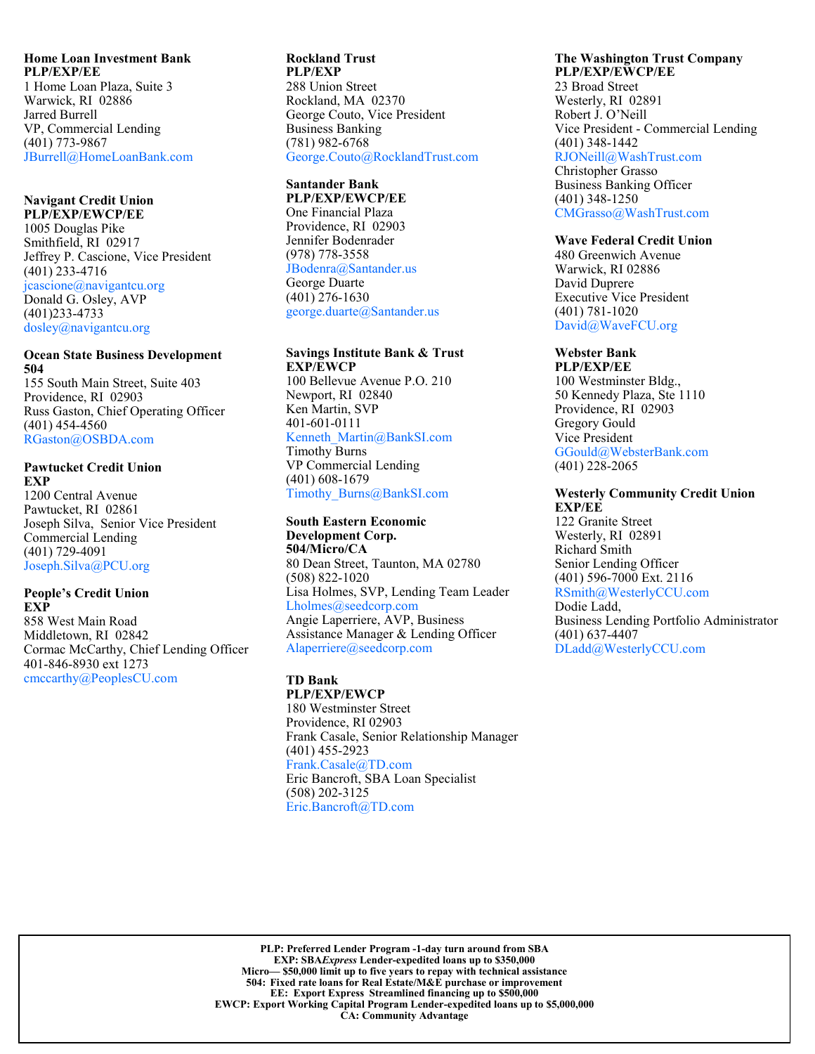**Home Loan Investment Bank**
**PLP/EXP/EE**
1 Home Loan Plaza, Suite 3
Warwick, RI 02886
Jarred Burrell
VP, Commercial Lending
(401) 773-9867
JBurrell@HomeLoanBank.com

**Navigant Credit Union**
**PLP/EXP/EWCP/EE**
1005 Douglas Pike
Smithfield, RI 02917
Jeffrey P. Cascione, Vice President
(401) 233-4716
jcascione@navigantcu.org
Donald G. Osley, AVP
(401)233-4733
dosley@navigantcu.org

**Ocean State Business Development**
**504**
155 South Main Street, Suite 403
Providence, RI 02903
Russ Gaston, Chief Operating Officer
(401) 454-4560
RGaston@OSBDA.com

**Pawtucket Credit Union**
**EXP**
1200 Central Avenue
Pawtucket, RI 02861
Joseph Silva, Senior Vice President
Commercial Lending
(401) 729-4091
Joseph.Silva@PCU.org

**People's Credit Union**
**EXP**
858 West Main Road
Middletown, RI 02842
Cormac McCarthy, Chief Lending Officer
401-846-8930 ext 1273
cmccarthy@PeoplesCU.com

**Rockland Trust**
**PLP/EXP**
288 Union Street
Rockland, MA 02370
George Couto, Vice President
Business Banking
(781) 982-6768
George.Couto@RocklandTrust.com

**Santander Bank**
**PLP/EXP/EWCP/EE**
One Financial Plaza
Providence, RI 02903
Jennifer Bodenrader
(978) 778-3558
JBodenra@Santander.us
George Duarte
(401) 276-1630
george.duarte@Santander.us

**Savings Institute Bank & Trust**
**EXP/EWCP**
100 Bellevue Avenue P.O. 210
Newport, RI 02840
Ken Martin, SVP
401-601-0111
Kenneth_Martin@BankSI.com
Timothy Burns
VP Commercial Lending
(401) 608-1679
Timothy_Burns@BankSI.com

**South Eastern Economic Development Corp.**
**504/Micro/CA**
80 Dean Street, Taunton, MA 02780
(508) 822-1020
Lisa Holmes, SVP, Lending Team Leader
Lholmes@seedcorp.com
Angie Laperriere, AVP, Business Assistance Manager & Lending Officer
Alaperriere@seedcorp.com

**TD Bank**
**PLP/EXP/EWCP**
180 Westminster Street
Providence, RI 02903
Frank Casale, Senior Relationship Manager
(401) 455-2923
Frank.Casale@TD.com
Eric Bancroft, SBA Loan Specialist
(508) 202-3125
Eric.Bancroft@TD.com

**The Washington Trust Company**
**PLP/EXP/EWCP/EE**
23 Broad Street
Westerly, RI 02891
Robert J. O'Neill
Vice President - Commercial Lending
(401) 348-1442
RJONeill@WashTrust.com
Christopher Grasso
Business Banking Officer
(401) 348-1250
CMGrasso@WashTrust.com

**Wave Federal Credit Union**
480 Greenwich Avenue
Warwick, RI 02886
David Duprere
Executive Vice President
(401) 781-1020
David@WaveFCU.org

**Webster Bank**
**PLP/EXP/EE**
100 Westminster Bldg.,
50 Kennedy Plaza, Ste 1110
Providence, RI 02903
Gregory Gould
Vice President
GGould@WebsterBank.com
(401) 228-2065

**Westerly Community Credit Union**
**EXP/EE**
122 Granite Street
Westerly, RI 02891
Richard Smith
Senior Lending Officer
(401) 596-7000 Ext. 2116
RSmith@WesterlyCCU.com
Dodie Ladd,
Business Lending Portfolio Administrator
(401) 637-4407
DLadd@WesterlyCCU.com

**PLP: Preferred Lender Program -1-day turn around from SBA**
**EXP: SBA*Express* Lender-expedited loans up to $350,000**
**Micro— $50,000 limit up to five years to repay with technical assistance**
**504: Fixed rate loans for Real Estate/M&E purchase or improvement**
**EE: Export Express Streamlined financing up to $500,000**
**EWCP: Export Working Capital Program Lender-expedited loans up to $5,000,000**
**CA: Community Advantage**